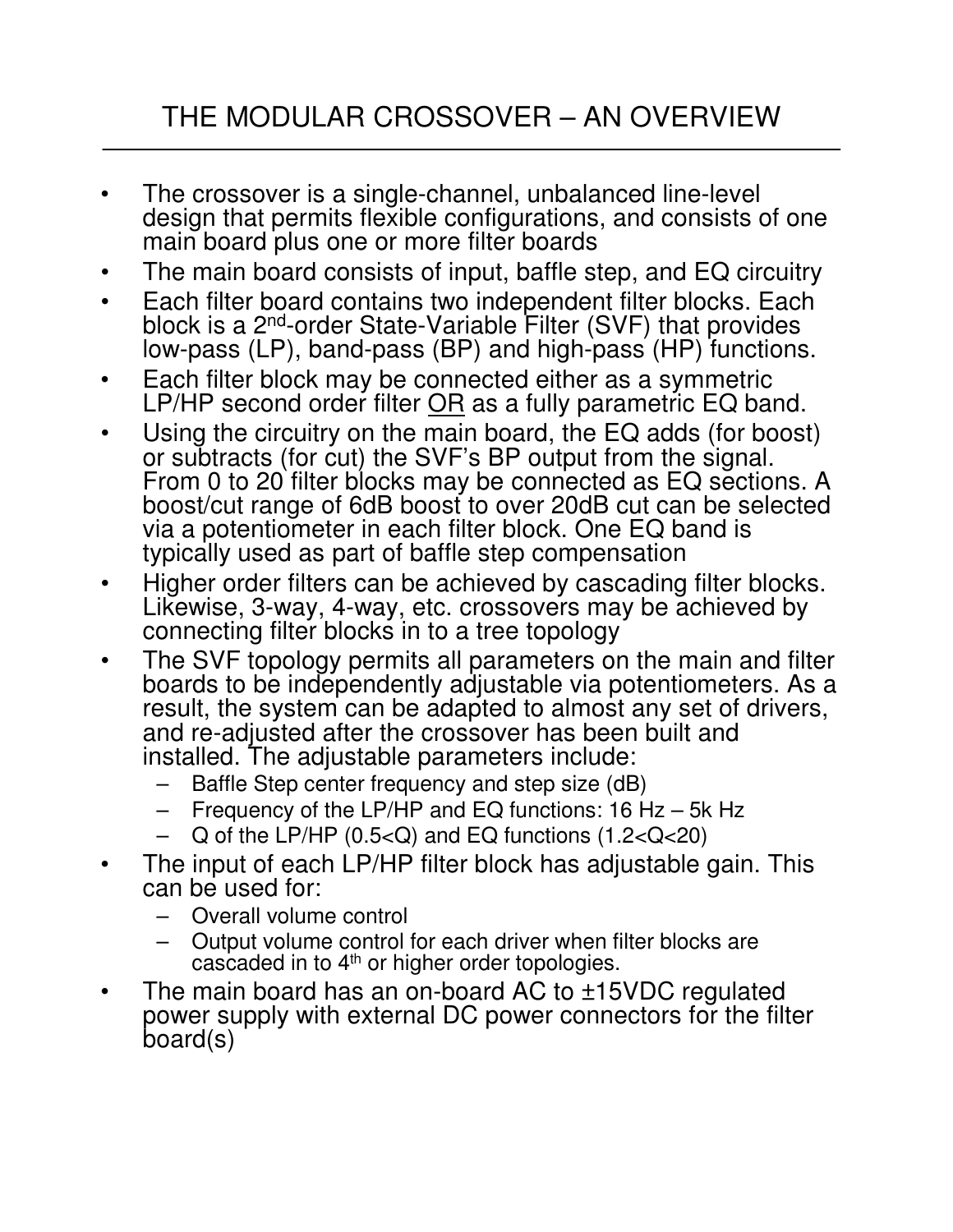# THE MODULAR CROSSOVER – AN OVERVIEW

- The crossover is a single-channel, unbalanced line-level design that permits flexible configurations, and consists of one main board plus one or more filter boards
- The main board consists of input, baffle step, and EQ circuitry
- Each filter board contains two independent filter blocks. Each block is a 2nd-order State-Variable Filter (SVF) that provides low-pass (LP), band-pass (BP) and high-pass (HP) functions.
- Each filter block may be connected either as a symmetric LP/HP second order filter <u>OR</u> as a fully parametric EQ band.
- Using the circuitry on the main board, the EQ adds (for boost) or subtracts (for cut) the SVF's BP output from the signal. From 0 to 20 filter blocks may be connected as EQ sections. A boost/cut range of 6dB boost to over 20dB cut can be selected via a potentiometer in each filter block. One EQ band is typically used as part of baffle step compensation
- Higher order filters can be achieved by cascading filter blocks. Likewise, 3-way, 4-way, etc. crossovers may be achieved by connecting filter blocks in to a tree topology
- The SVF topology permits all parameters on the main and filter boards to be independently adjustable via potentiometers. As a result, the system can be adapted to almost any set of drivers, and re-adjusted after the crossover has been built and installed. The adjustable parameters include:
  - Baffle Step center frequency and step size (dB)
  - Frequency of the LP/HP and EQ functions: 16 Hz – 5k Hz
  - Q of the LP/HP ($0.5<Q$) and EQ functions ($1.2<Q<20$)
- The input of each LP/HP filter block has adjustable gain. This can be used for:
  - Overall volume control
  - Output volume control for each driver when filter blocks are cascaded in to 4th or higher order topologies.
- The main board has an on-board AC to ±15VDC regulated power supply with external DC power connectors for the filter board(s)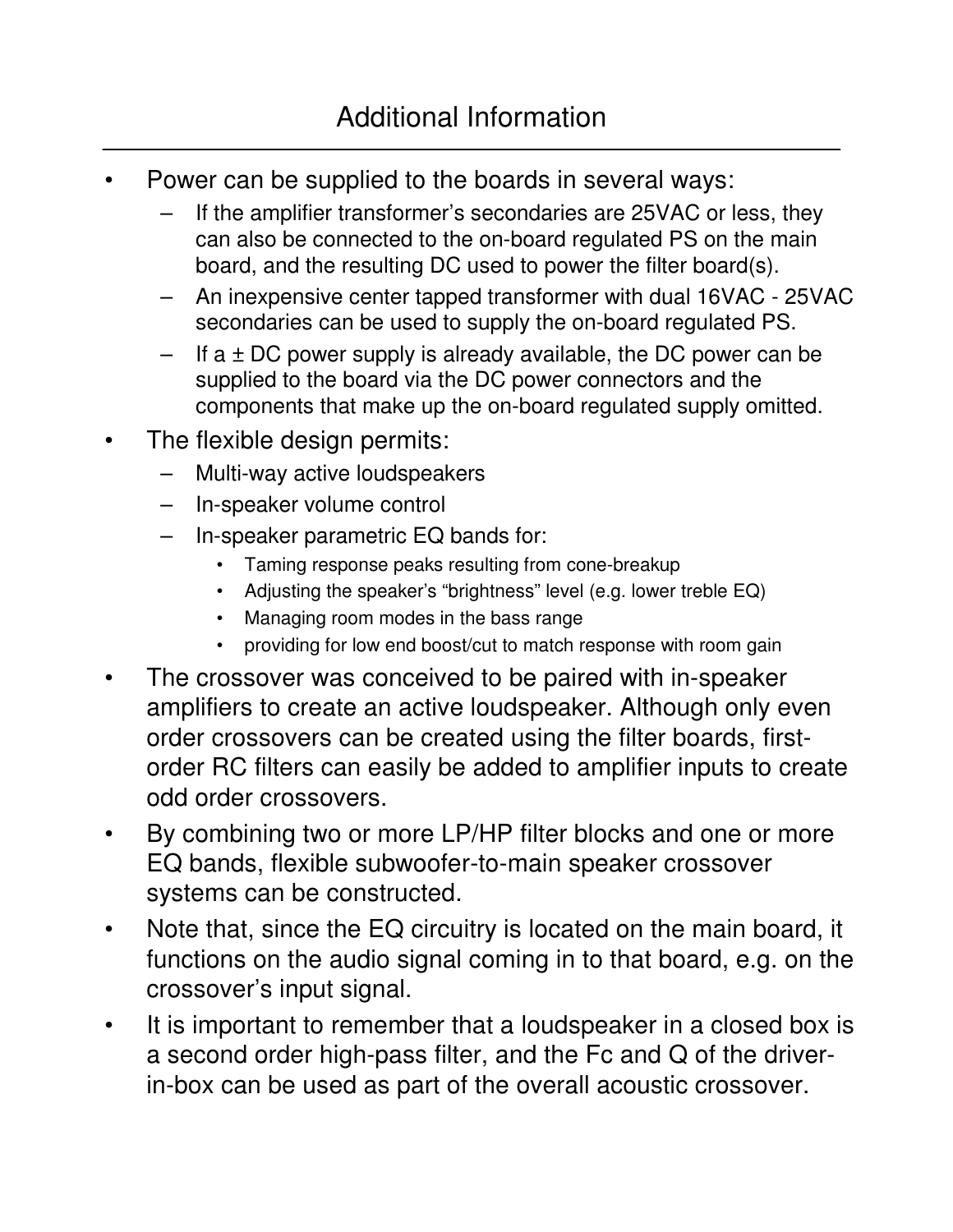# Additional Information

- Power can be supplied to the boards in several ways:
  - If the amplifier transformer's secondaries are 25VAC or less, they can also be connected to the on-board regulated PS on the main board, and the resulting DC used to power the filter board(s).
  - An inexpensive center tapped transformer with dual 16VAC - 25VAC secondaries can be used to supply the on-board regulated PS.
  - If a ± DC power supply is already available, the DC power can be supplied to the board via the DC power connectors and the components that make up the on-board regulated supply omitted.
- The flexible design permits:
  - Multi-way active loudspeakers
  - In-speaker volume control
  - In-speaker parametric EQ bands for:
    - Taming response peaks resulting from cone-breakup
    - Adjusting the speaker's "brightness" level (e.g. lower treble EQ)
    - Managing room modes in the bass range
    - providing for low end boost/cut to match response with room gain
- The crossover was conceived to be paired with in-speaker amplifiers to create an active loudspeaker. Although only even order crossovers can be created using the filter boards, first-order RC filters can easily be added to amplifier inputs to create odd order crossovers.
- By combining two or more LP/HP filter blocks and one or more EQ bands, flexible subwoofer-to-main speaker crossover systems can be constructed.
- Note that, since the EQ circuitry is located on the main board, it functions on the audio signal coming in to that board, e.g. on the crossover's input signal.
- It is important to remember that a loudspeaker in a closed box is a second order high-pass filter, and the Fc and Q of the driver-in-box can be used as part of the overall acoustic crossover.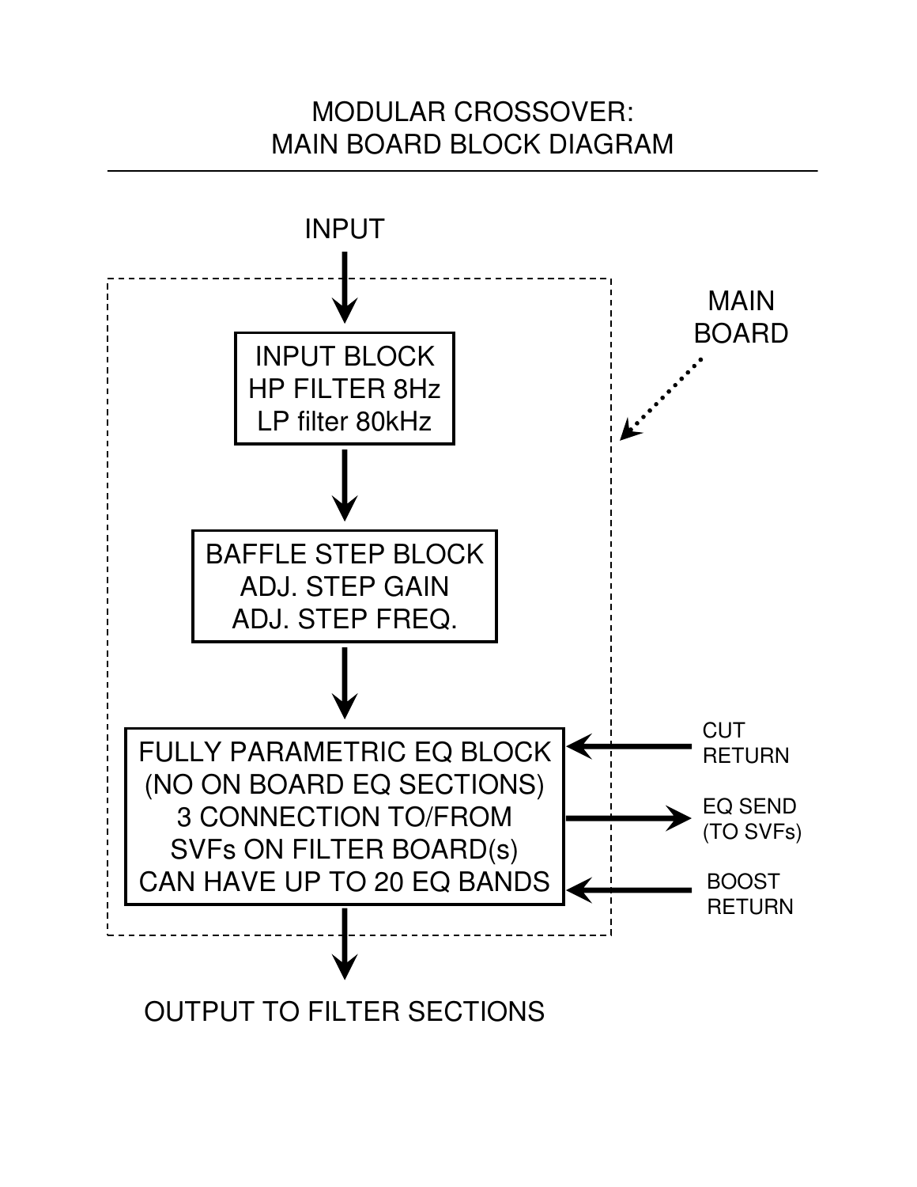# MODULAR CROSSOVER:
# MAIN BOARD BLOCK DIAGRAM

INPUT

MAIN BOARD

INPUT BLOCK
HP FILTER 8Hz
LP filter 80kHz

BAFFLE STEP BLOCK
ADJ. STEP GAIN
ADJ. STEP FREQ.

FULLY PARAMETRIC EQ BLOCK
(NO ON BOARD EQ SECTIONS)
3 CONNECTION TO/FROM
SVFs ON FILTER BOARD(s)
CAN HAVE UP TO 20 EQ BANDS

CUT RETURN

EQ SEND (TO SVFs)

BOOST RETURN

OUTPUT TO FILTER SECTIONS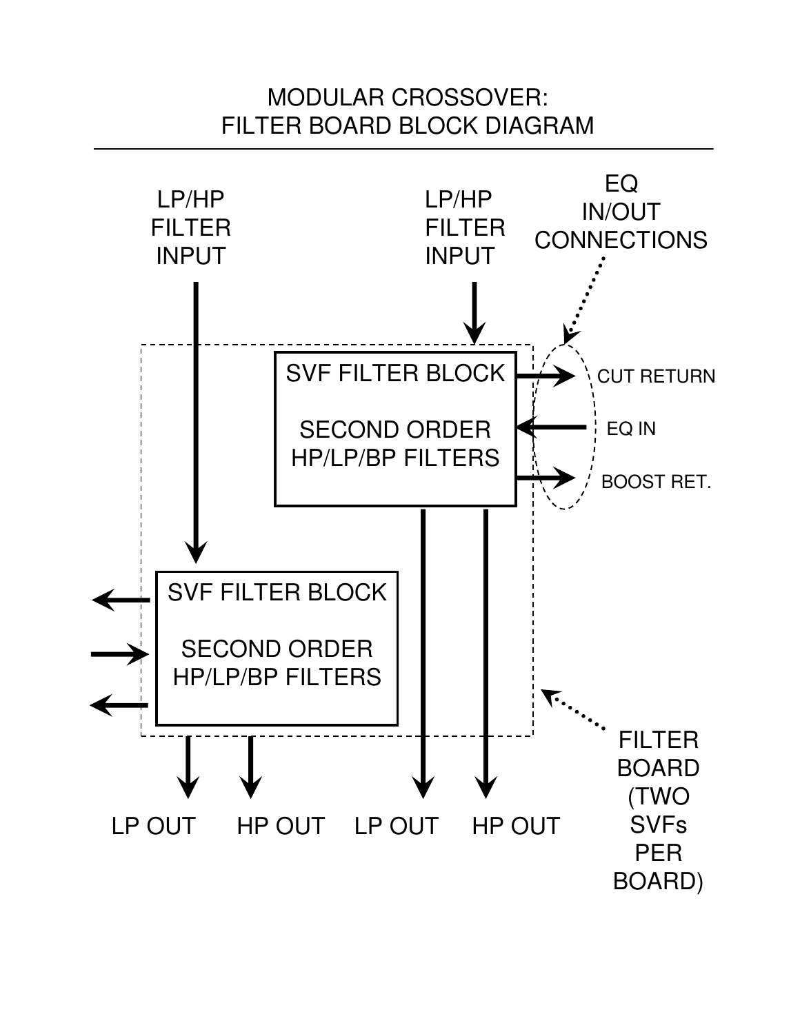# MODULAR CROSSOVER: FILTER BOARD BLOCK DIAGRAM

LP/HP FILTER INPUT

LP/HP FILTER INPUT

EQ IN/OUT CONNECTIONS

SVF FILTER BLOCK

SECOND ORDER HP/LP/BP FILTERS

CUT RETURN

EQ IN

BOOST RET.

SVF FILTER BLOCK

SECOND ORDER HP/LP/BP FILTERS

FILTER BOARD (TWO SVFs PER BOARD)

LP OUT HP OUT LP OUT HP OUT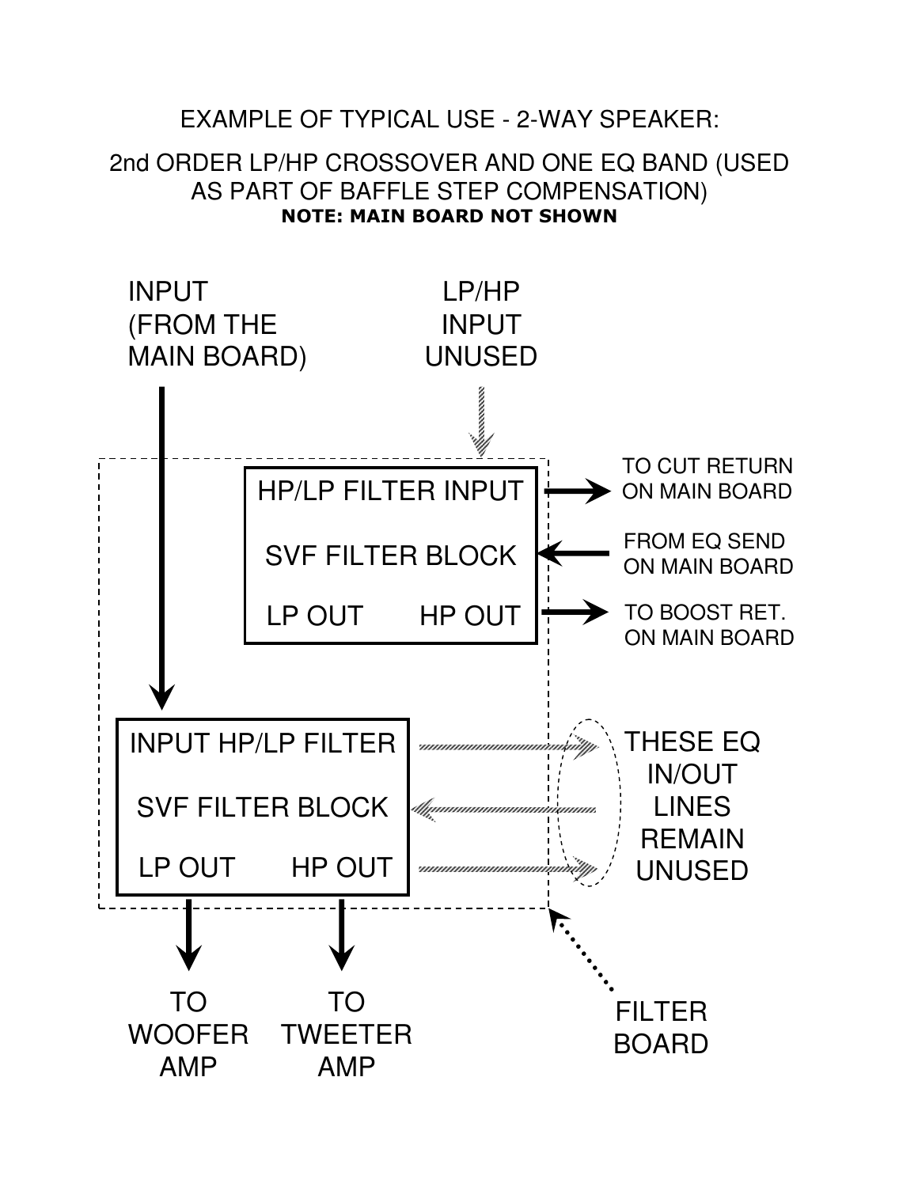EXAMPLE OF TYPICAL USE - 2-WAY SPEAKER:

2nd ORDER LP/HP CROSSOVER AND ONE EQ BAND (USED AS PART OF BAFFLE STEP COMPENSATION)

**NOTE: MAIN BOARD NOT SHOWN**

INPUT (FROM THE MAIN BOARD)

LP/HP INPUT UNUSED

HP/LP FILTER INPUT

SVF FILTER BLOCK

LP OUT HP OUT

TO CUT RETURN ON MAIN BOARD

FROM EQ SEND ON MAIN BOARD

TO BOOST RET. ON MAIN BOARD

INPUT HP/LP FILTER

SVF FILTER BLOCK

LP OUT HP OUT

THESE EQ IN/OUT LINES REMAIN UNUSED

TO WOOFER AMP

TO TWEETER AMP

FILTER BOARD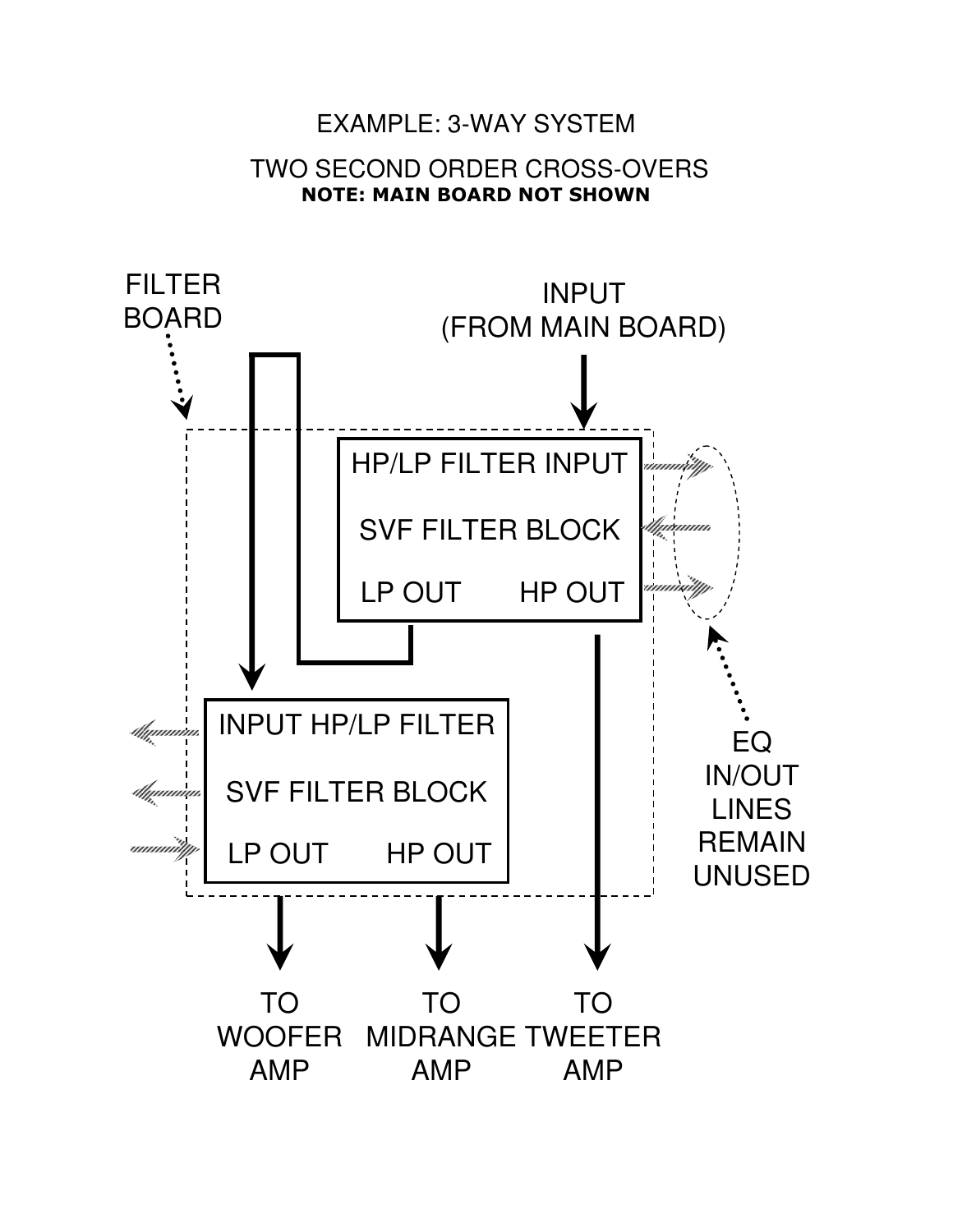EXAMPLE: 3-WAY SYSTEM

TWO SECOND ORDER CROSS-OVERS

**NOTE: MAIN BOARD NOT SHOWN**

FILTER BOARD

INPUT (FROM MAIN BOARD)

HP/LP FILTER INPUT

SVF FILTER BLOCK

LP OUT HP OUT

INPUT HP/LP FILTER

SVF FILTER BLOCK

LP OUT HP OUT

EQ IN/OUT LINES REMAIN UNUSED

TO WOOFER AMP

TO MIDRANGE AMP

TO TWEETER AMP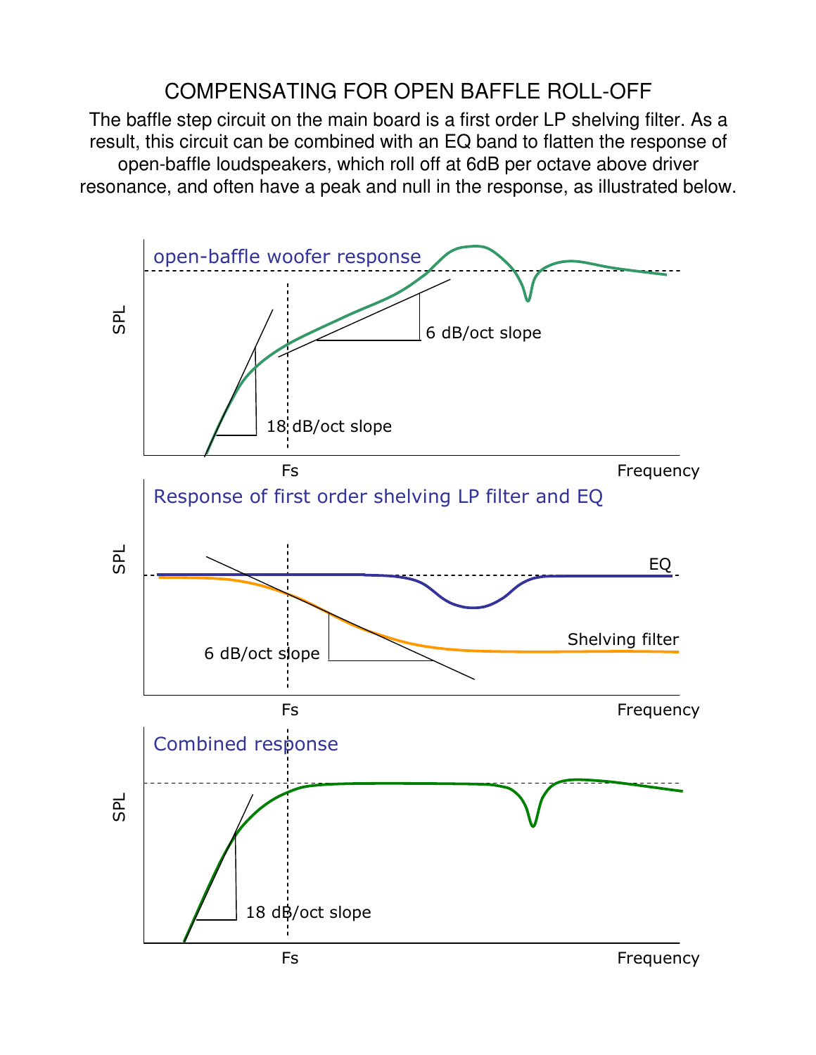# COMPENSATING FOR OPEN BAFFLE ROLL-OFF

The baffle step circuit on the main board is a first order LP shelving filter. As a result, this circuit can be combined with an EQ band to flatten the response of open-baffle loudspeakers, which roll off at 6dB per octave above driver resonance, and often have a peak and null in the response, as illustrated below.

open-baffle woofer response

SPL

6 dB/oct slope

18 dB/oct slope

Fs

Frequency

Response of first order shelving LP filter and EQ

SPL

EQ

Shelving filter

6 dB/oct slope

Fs

Frequency

Combined response

SPL

18 dB/oct slope

Fs

Frequency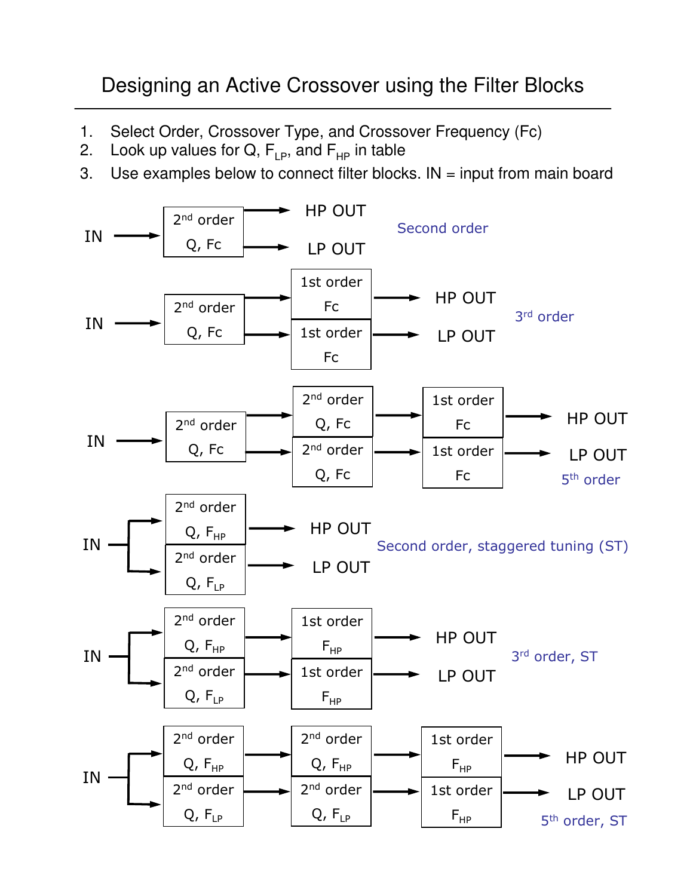# Designing an Active Crossover using the Filter Blocks

1. Select Order, Crossover Type, and Crossover Frequency (Fc)
2. Look up values for Q, $F_{LP}$, and $F_{HP}$ in table
3. Use examples below to connect filter blocks. IN = input from main board

**Second order**

IN → [2nd order Q, Fc] → HP OUT / LP OUT

**3rd order**

IN → [2nd order Q, Fc] → [1st order Fc] → HP OUT
IN → [2nd order Q, Fc] → [1st order Fc] → LP OUT

**5th order**

IN → [2nd order Q, Fc] → [2nd order Q, Fc] → [1st order Fc] → HP OUT
IN → [2nd order Q, Fc] → [2nd order Q, Fc] → [1st order Fc] → LP OUT

**Second order, staggered tuning (ST)**

IN → [2nd order Q, $F_{HP}$] → HP OUT
IN → [2nd order Q, $F_{LP}$] → LP OUT

**3rd order, ST**

IN → [2nd order Q, $F_{HP}$] → [1st order $F_{HP}$] → HP OUT
IN → [2nd order Q, $F_{LP}$] → [1st order $F_{HP}$] → LP OUT

**5th order, ST**

IN → [2nd order Q, $F_{HP}$] → [2nd order Q, $F_{HP}$] → [1st order $F_{HP}$] → HP OUT
IN → [2nd order Q, $F_{LP}$] → [2nd order Q, $F_{LP}$] → [1st order $F_{HP}$] → LP OUT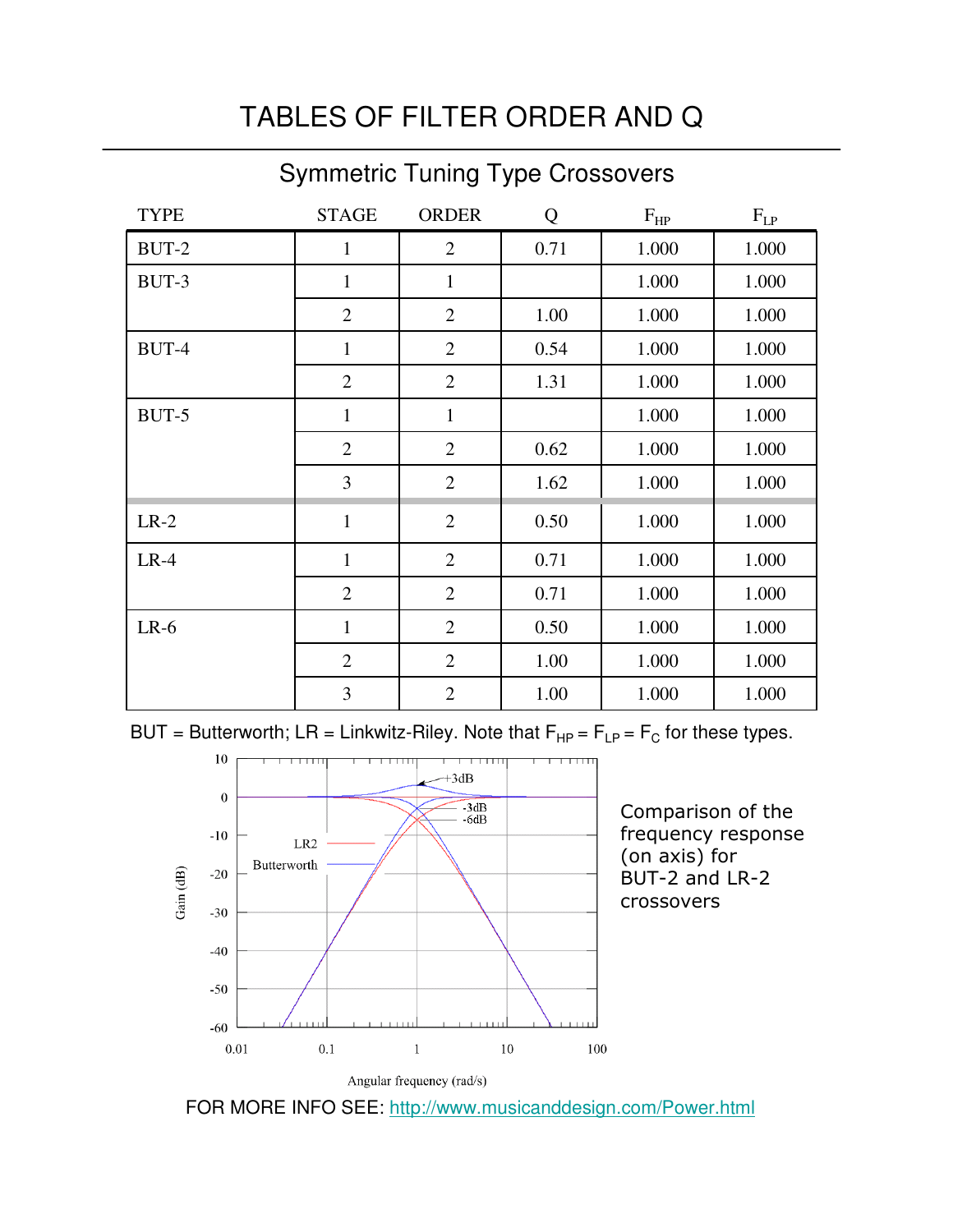# TABLES OF FILTER ORDER AND Q

## Symmetric Tuning Type Crossovers

| TYPE | STAGE | ORDER | Q | $F_{HP}$ | $F_{LP}$ |
|---|---|---|---|---|---|
| BUT-2 | 1 | 2 | 0.71 | 1.000 | 1.000 |
| BUT-3 | 1 | 1 | | 1.000 | 1.000 |
| | 2 | 2 | 1.00 | 1.000 | 1.000 |
| BUT-4 | 1 | 2 | 0.54 | 1.000 | 1.000 |
| | 2 | 2 | 1.31 | 1.000 | 1.000 |
| BUT-5 | 1 | 1 | | 1.000 | 1.000 |
| | 2 | 2 | 0.62 | 1.000 | 1.000 |
| | 3 | 2 | 1.62 | 1.000 | 1.000 |
| LR-2 | 1 | 2 | 0.50 | 1.000 | 1.000 |
| LR-4 | 1 | 2 | 0.71 | 1.000 | 1.000 |
| | 2 | 2 | 0.71 | 1.000 | 1.000 |
| LR-6 | 1 | 2 | 0.50 | 1.000 | 1.000 |
| | 2 | 2 | 1.00 | 1.000 | 1.000 |
| | 3 | 2 | 1.00 | 1.000 | 1.000 |

BUT = Butterworth; LR = Linkwitz-Riley. Note that $F_{HP} = F_{LP} = F_C$ for these types.

Comparison of the frequency response (on axis) for BUT-2 and LR-2 crossovers

FOR MORE INFO SEE: [http://www.musicanddesign.com/Power.html](http://www.musicanddesign.com/Power.html)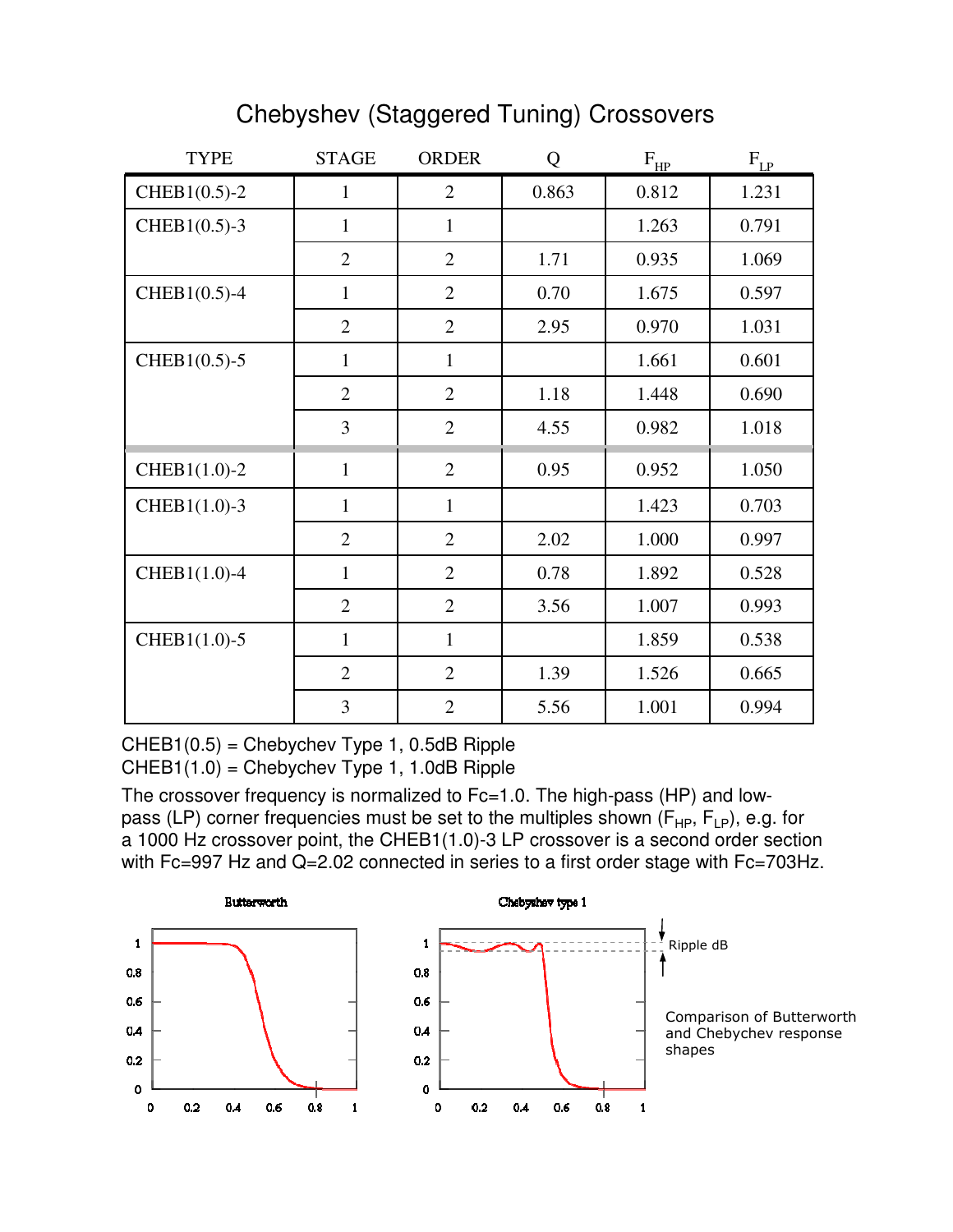# Chebyshev (Staggered Tuning) Crossovers

| TYPE | STAGE | ORDER | Q | $F_{HP}$ | $F_{LP}$ |
|---|---|---|---|---|---|
| CHEB1(0.5)-2 | 1 | 2 | 0.863 | 0.812 | 1.231 |
| CHEB1(0.5)-3 | 1 | 1 | | 1.263 | 0.791 |
| | 2 | 2 | 1.71 | 0.935 | 1.069 |
| CHEB1(0.5)-4 | 1 | 2 | 0.70 | 1.675 | 0.597 |
| | 2 | 2 | 2.95 | 0.970 | 1.031 |
| CHEB1(0.5)-5 | 1 | 1 | | 1.661 | 0.601 |
| | 2 | 2 | 1.18 | 1.448 | 0.690 |
| | 3 | 2 | 4.55 | 0.982 | 1.018 |
| CHEB1(1.0)-2 | 1 | 2 | 0.95 | 0.952 | 1.050 |
| CHEB1(1.0)-3 | 1 | 1 | | 1.423 | 0.703 |
| | 2 | 2 | 2.02 | 1.000 | 0.997 |
| CHEB1(1.0)-4 | 1 | 2 | 0.78 | 1.892 | 0.528 |
| | 2 | 2 | 3.56 | 1.007 | 0.993 |
| CHEB1(1.0)-5 | 1 | 1 | | 1.859 | 0.538 |
| | 2 | 2 | 1.39 | 1.526 | 0.665 |
| | 3 | 2 | 5.56 | 1.001 | 0.994 |

CHEB1(0.5) = Chebychev Type 1, 0.5dB Ripple
CHEB1(1.0) = Chebychev Type 1, 1.0dB Ripple

The crossover frequency is normalized to Fc=1.0. The high-pass (HP) and low-pass (LP) corner frequencies must be set to the multiples shown ($F_{HP}$, $F_{LP}$), e.g. for a 1000 Hz crossover point, the CHEB1(1.0)-3 LP crossover is a second order section with Fc=997 Hz and Q=2.02 connected in series to a first order stage with Fc=703Hz.

Butterworth | Chebyshev type 1 | Ripple dB

Comparison of Butterworth and Chebychev response shapes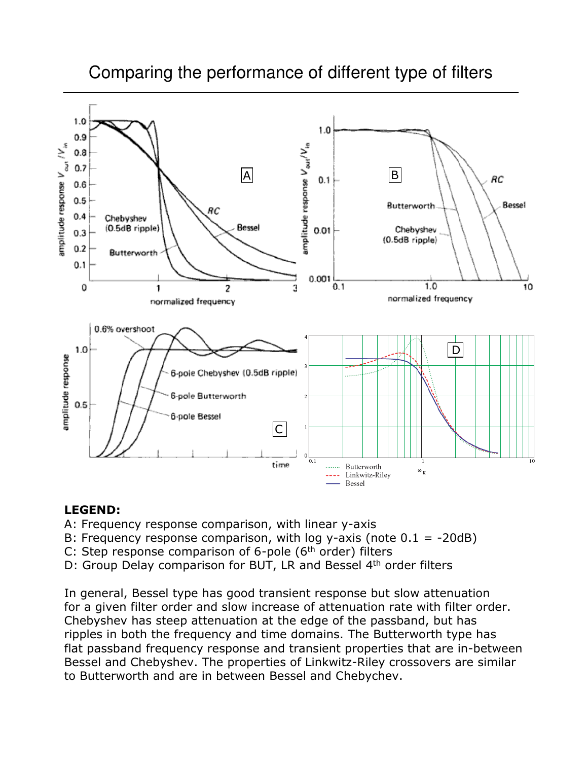# Comparing the performance of different type of filters

A

amplitude response $V_{out}/V_{in}$

1.0
0.9
0.8
0.7
0.6
0.5
0.4
0.3
0.2
0.1
0

1
2
3

normalized frequency

Chebyshev (0.5dB ripple)
Butterworth
RC
Bessel

B

amplitude response $V_{out}/V_{in}$

1.0
0.1
0.01
0.001

0.1
1.0
10

normalized frequency

RC
Butterworth
Bessel
Chebyshev (0.5dB ripple)

C

amplitude response

1.0
0.5

time

0.6% overshoot
6-pole Chebyshev (0.5dB ripple)
6-pole Butterworth
6-pole Bessel

D

4
3
2
1
0

0.1
1
10

$\omega_K$

Butterworth
Linkwitz-Riley
Bessel

**LEGEND:**

A: Frequency response comparison, with linear y-axis
B: Frequency response comparison, with log y-axis (note 0.1 = -20dB)
C: Step response comparison of 6-pole (6th order) filters
D: Group Delay comparison for BUT, LR and Bessel 4th order filters

In general, Bessel type has good transient response but slow attenuation for a given filter order and slow increase of attenuation rate with filter order. Chebyshev has steep attenuation at the edge of the passband, but has ripples in both the frequency and time domains. The Butterworth type has flat passband frequency response and transient properties that are in-between Bessel and Chebyshev. The properties of Linkwitz-Riley crossovers are similar to Butterworth and are in between Bessel and Chebychev.